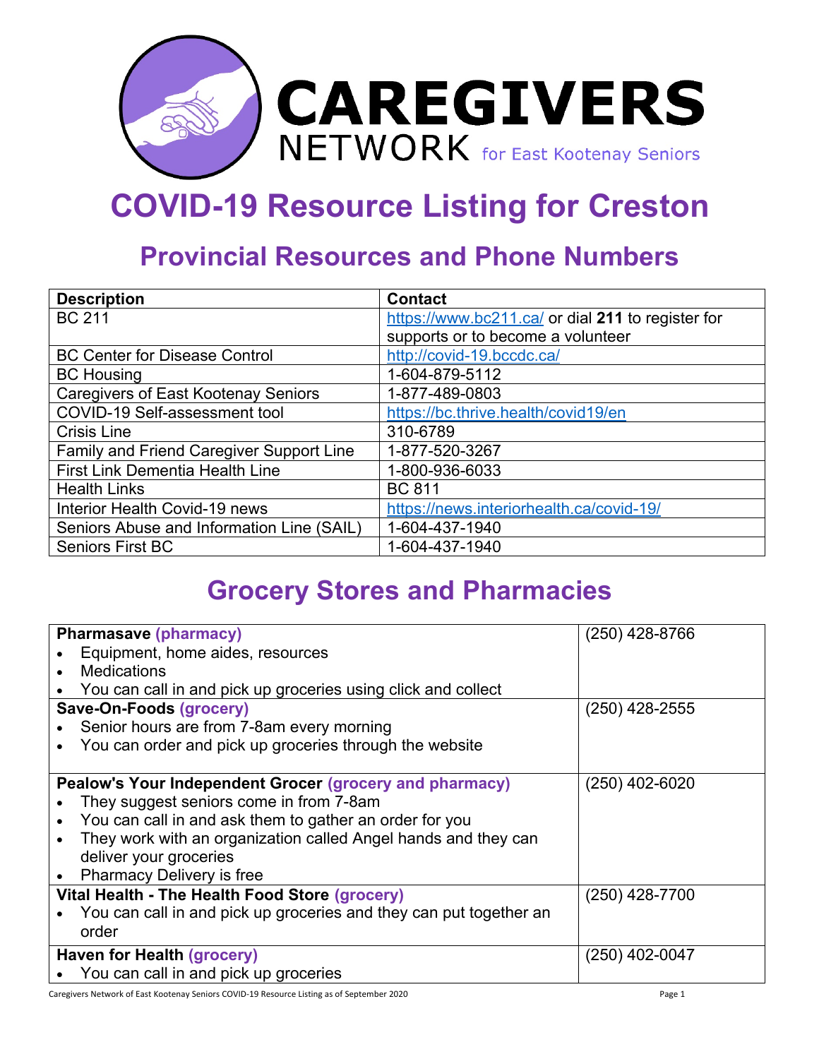# CAREGIVERS NETWORK for East Kootenay Seniors

# COVID-19 Resource Listing for Creston

## Provincial Resources and Phone Numbers

| Description | Contact |
|---|---|
| BC 211 | https://www.bc211.ca/ or dial **211** to register for supports or to become a volunteer |
| BC Center for Disease Control | http://covid-19.bccdc.ca/ |
| BC Housing | 1-604-879-5112 |
| Caregivers of East Kootenay Seniors | 1-877-489-0803 |
| COVID-19 Self-assessment tool | https://bc.thrive.health/covid19/en |
| Crisis Line | 310-6789 |
| Family and Friend Caregiver Support Line | 1-877-520-3267 |
| First Link Dementia Health Line | 1-800-936-6033 |
| Health Links | BC 811 |
| Interior Health Covid-19 news | https://news.interiorhealth.ca/covid-19/ |
| Seniors Abuse and Information Line (SAIL) | 1-604-437-1940 |
| Seniors First BC | 1-604-437-1940 |

## Grocery Stores and Pharmacies

| | |
|---|---|
| **Pharmasave (pharmacy)**<br>• Equipment, home aides, resources<br>• Medications<br>• You can call in and pick up groceries using click and collect | (250) 428-8766 |
| **Save-On-Foods (grocery)**<br>• Senior hours are from 7-8am every morning<br>• You can order and pick up groceries through the website | (250) 428-2555 |
| **Pealow's Your Independent Grocer (grocery and pharmacy)**<br>• They suggest seniors come in from 7-8am<br>• You can call in and ask them to gather an order for you<br>• They work with an organization called Angel hands and they can deliver your groceries<br>• Pharmacy Delivery is free | (250) 402-6020 |
| **Vital Health - The Health Food Store (grocery)**<br>• You can call in and pick up groceries and they can put together an order | (250) 428-7700 |
| **Haven for Health (grocery)**<br>• You can call in and pick up groceries | (250) 402-0047 |

Caregivers Network of East Kootenay Seniors COVID-19 Resource Listing as of September 2020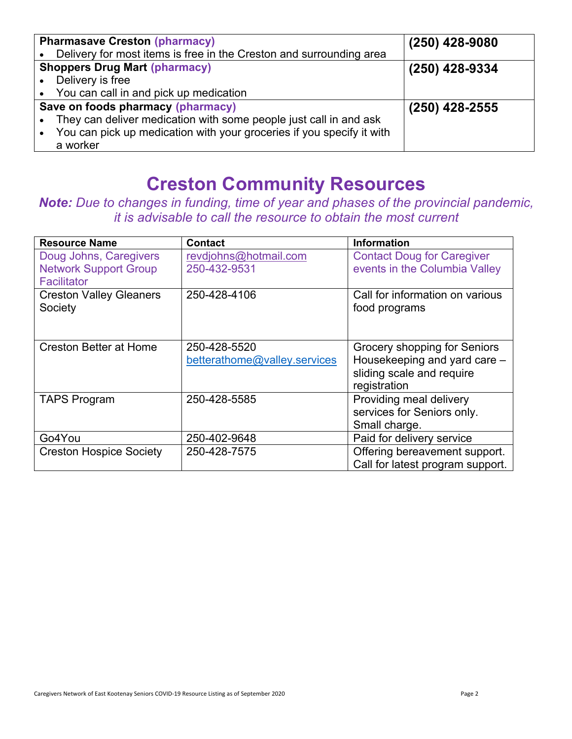| | |
|---|---|
| **Pharmasave Creston (pharmacy)**<br>• Delivery for most items is free in the Creston and surrounding area | **(250) 428-9080** |
| **Shoppers Drug Mart (pharmacy)**<br>• Delivery is free<br>• You can call in and pick up medication | **(250) 428-9334** |
| **Save on foods pharmacy (pharmacy)**<br>• They can deliver medication with some people just call in and ask<br>• You can pick up medication with your groceries if you specify it with a worker | **(250) 428-2555** |

# Creston Community Resources

***Note:*** *Due to changes in funding, time of year and phases of the provincial pandemic, it is advisable to call the resource to obtain the most current*

| **Resource Name** | **Contact** | **Information** |
|---|---|---|
| Doug Johns, Caregivers Network Support Group Facilitator | revdjohns@hotmail.com<br>250-432-9531 | Contact Doug for Caregiver events in the Columbia Valley |
| Creston Valley Gleaners Society | 250-428-4106 | Call for information on various food programs |
| Creston Better at Home | 250-428-5520<br>betterathome@valley.services | Grocery shopping for Seniors Housekeeping and yard care – sliding scale and require registration |
| TAPS Program | 250-428-5585 | Providing meal delivery services for Seniors only. Small charge. |
| Go4You | 250-402-9648 | Paid for delivery service |
| Creston Hospice Society | 250-428-7575 | Offering bereavement support. Call for latest program support. |